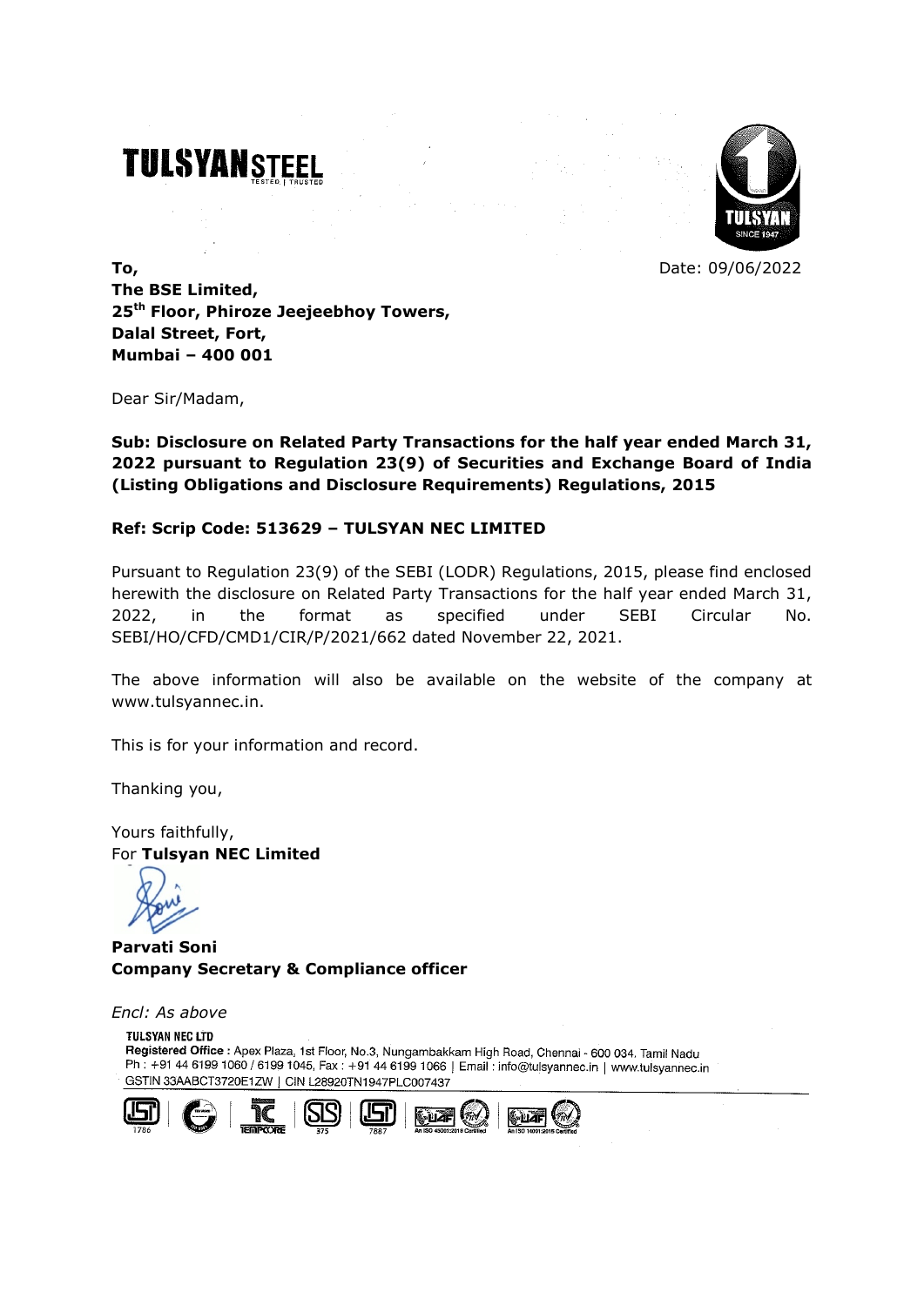**TULSYAN STEEL**
TESTED | TRUSTED

TULSYAN
SINCE 1947

Date: 09/06/2022

**To,**
**The BSE Limited,**
**25th Floor, Phiroze Jeejeebhoy Towers,**
**Dalal Street, Fort,**
**Mumbai – 400 001**

Dear Sir/Madam,

**Sub: Disclosure on Related Party Transactions for the half year ended March 31, 2022 pursuant to Regulation 23(9) of Securities and Exchange Board of India (Listing Obligations and Disclosure Requirements) Regulations, 2015**

**Ref: Scrip Code: 513629 – TULSYAN NEC LIMITED**

Pursuant to Regulation 23(9) of the SEBI (LODR) Regulations, 2015, please find enclosed herewith the disclosure on Related Party Transactions for the half year ended March 31, 2022, in the format as specified under SEBI Circular No. SEBI/HO/CFD/CMD1/CIR/P/2021/662 dated November 22, 2021.

The above information will also be available on the website of the company at www.tulsyannec.in.

This is for your information and record.

Thanking you,

Yours faithfully,
For **Tulsyan NEC Limited**

**Parvati Soni**
**Company Secretary & Compliance officer**

*Encl: As above*

TULSYAN NEC LTD
**Registered Office :** Apex Plaza, 1st Floor, No.3, Nungambakkam High Road, Chennai - 600 034. Tamil Nadu
Ph : +91 44 6199 1060 / 6199 1045, Fax : +91 44 6199 1066 | Email : info@tulsyannec.in | www.tulsyannec.in
GSTIN 33AABCT3720E1ZW | CIN L28920TN1947PLC007437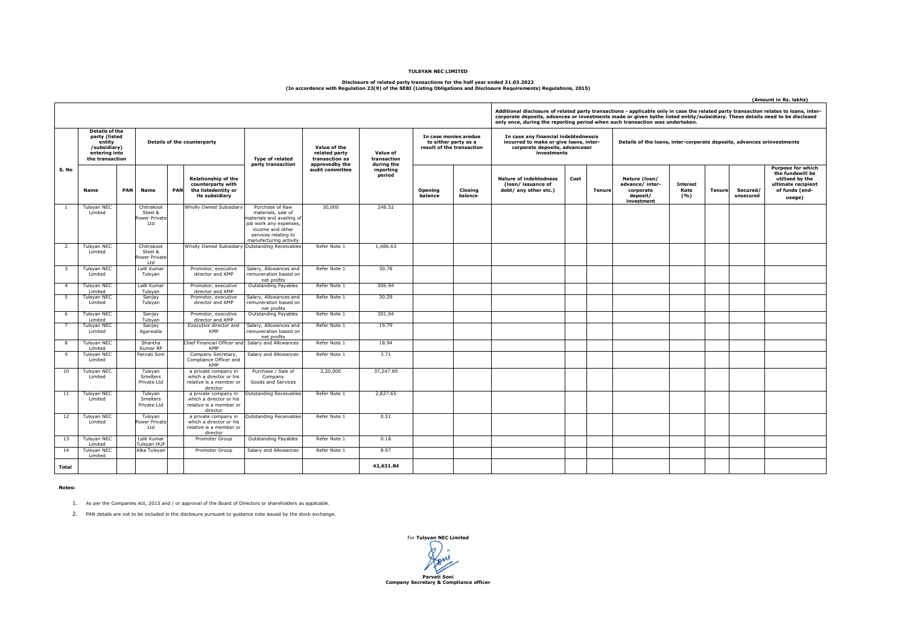# TULSYAN NEC LIMITED

## Disclosure of related party transactions for the half year ended 31.03.2022
### (In accordance with Regulation 23(9) of the SEBI (Listing Obligations and Disclosure Requirements) Regulations, 2015)

**(Amount in Rs. lakhs)**

| S. No | Details of the party (listed entity /subsidiary) entering into the transaction | | Details of the counterparty | | | Type of related party transaction | Value of the related party transaction as approvedby the audit committee | Value of transaction during the reporting period | In case monies aredue to either party as a result of the transaction | | Additional disclosure of related party transactions - applicable only in case the related party transaction relates to loans, inter-corporate deposits, advances or investments made or given bythe listed entity/subsidiary. These details need to be disclosed only once, during the reporting period when such transaction was undertaken. In case any financial indebtednessis incurred to make or give loans, inter-corporate deposits, advancesor investments | | | Details of the loans, inter-corporate deposits, advances orinvestments | | | | |
|---|---|---|---|---|---|---|---|---|---|---|---|---|---|---|---|---|---|---|
| | Name | PAN | Name | PAN | Relationship of the counterparty with the listedentity or its subsidiary | | | | Opening balance | Closing balance | Nature of indebtedness (loan/ issuance of debt/ any other etc.) | Cost | Tenure | Nature (loan/ advance/ inter-corporate deposit/ investment | Interest Rate (%) | Tenure | Secured/ unsecured | Purpose for which the fundswill be utilised by the ultimate recipient of funds (end-usage) |
| 1 | Tulsyan NEC Limited | | Chitrakoot Steel & Power Private Ltd | | Wholly Owned Subsidiary | Purchase of Raw materials, sale of materials and availing of job work expenses, income and other services relating to manufacturing activity | 30,000 | 248.52 | | | | | | | | | | |
| 2 | Tulsyan NEC Limited | | Chitrakoot Steel & Power Private Ltd | | Wholly Owned Subsidiary | Outstanding Receivables | Refer Note 1 | 1,486.63 | | | | | | | | | | |
| 3 | Tulsyan NEC Limited | | Lalit Kumar Tulsyan | | Promotor, executive director and KMP | Salary, Allowances and remuneration based on net profits | Refer Note 1 | 30.78 | | | | | | | | | | |
| 4 | Tulsyan NEC Limited | | Lalit Kumar Tulsyan | | Promotor, executive director and KMP | Outstanding Payables | Refer Note 1 | 506.94 | | | | | | | | | | |
| 5 | Tulsyan NEC Limited | | Sanjay Tulsyan | | Promotor, executive director and KMP | Salary, Allowances and remuneration based on net profits | Refer Note 1 | 30.29 | | | | | | | | | | |
| 6 | Tulsyan NEC Limited | | Sanjay Tulsyan | | Promotor, executive director and KMP | Outstanding Payables | Refer Note 1 | 201.04 | | | | | | | | | | |
| 7 | Tulsyan NEC Limited | | Sanjay Agarwalla | | Executive director and KMP | Salary, Allowances and remuneration based on net profits | Refer Note 1 | 19.79 | | | | | | | | | | |
| 8 | Tulsyan NEC Limited | | Shantha Kumar RP | | Chief Financial Officer and KMP | Salary and Allowances | Refer Note 1 | 18.94 | | | | | | | | | | |
| 9 | Tulsyan NEC Limited | | Parvati Soni | | Company Secretary, Compliance Officer and KMP | Salary and Allowances | Refer Note 1 | 3.71 | | | | | | | | | | |
| 10 | Tulsyan NEC Limited | | Tulsyan Smelters Private Ltd | | a private company in which a director or his relative is a member or director | Purchase / Sale of Company Goods and Services | 2,20,000 | 37,247.89 | | | | | | | | | | |
| 11 | Tulsyan NEC Limited | | Tulsyan Smelters Private Ltd | | a private company in which a director or his relative is a member or director | Outstanding Receivables | Refer Note 1 | 2,827.65 | | | | | | | | | | |
| 12 | Tulsyan NEC Limited | | Tulsyan Power Private Ltd | | a private company in which a director or his relative is a member or director | Outstanding Receivables | Refer Note 1 | 0.51 | | | | | | | | | | |
| 13 | Tulsyan NEC Limited | | Lalit Kumar Tulsyan HUF | | Promoter Group | Outstanding Payables | Refer Note 1 | 0.18 | | | | | | | | | | |
| 14 | Tulsyan NEC Limited | | Alka Tulsyan | | Promoter Group | Salary and Allowances | Refer Note 1 | 8.97 | | | | | | | | | | |
| Total | | | | | | | | 42,631.84 | | | | | | | | | | |

**Notes:**

1. As per the Companies Act, 2013 and / or approval of the Board of Directors or shareholders as applicable.
2. PAN details are not to be included in the disclosure pursuant to guidance note issued by the stock exchange.

For **Tulsyan NEC Limited**

**Parvati Soni**
**Company Secretary & Compliance officer**